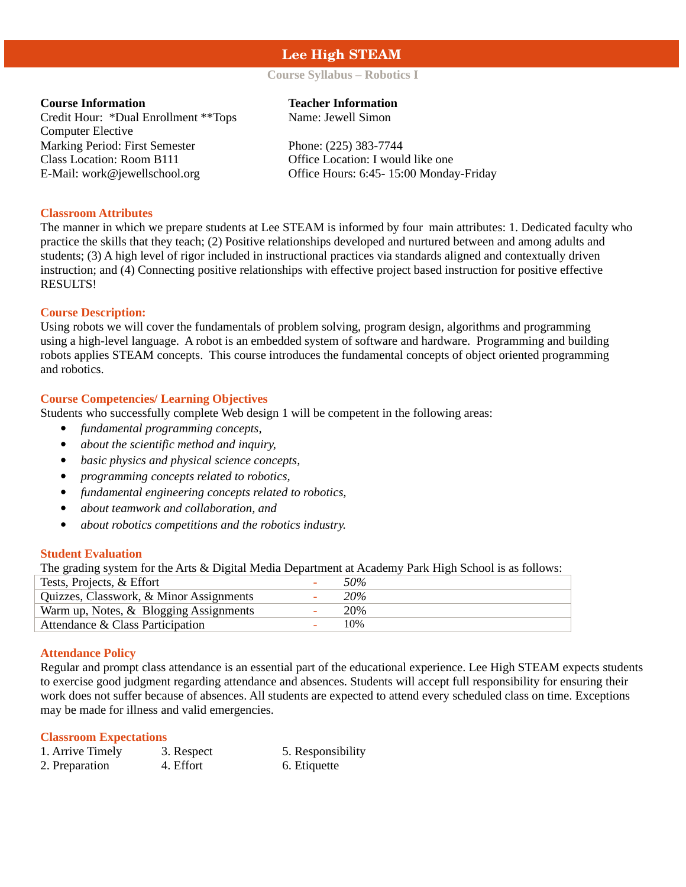# Lee High STEAM

**Course Syllabus – Robotics I**

**Course Information**
Credit Hour: *Dual Enrollment **Tops Computer Elective
Marking Period: First Semester
Class Location: Room B111
E-Mail: work@jewellschool.org

**Teacher Information**
Name: Jewell Simon

Phone: (225) 383-7744
Office Location: I would like one
Office Hours: 6:45- 15:00 Monday-Friday

## Classroom Attributes

The manner in which we prepare students at Lee STEAM is informed by four main attributes: 1. Dedicated faculty who practice the skills that they teach; (2) Positive relationships developed and nurtured between and among adults and students; (3) A high level of rigor included in instructional practices via standards aligned and contextually driven instruction; and (4) Connecting positive relationships with effective project based instruction for positive effective RESULTS!

## Course Description:

Using robots we will cover the fundamentals of problem solving, program design, algorithms and programming using a high-level language. A robot is an embedded system of software and hardware. Programming and building robots applies STEAM concepts. This course introduces the fundamental concepts of object oriented programming and robotics.

## Course Competencies/ Learning Objectives

Students who successfully complete Web design 1 will be competent in the following areas:

- *fundamental programming concepts,*
- *about the scientific method and inquiry,*
- *basic physics and physical science concepts,*
- *programming concepts related to robotics,*
- *fundamental engineering concepts related to robotics,*
- *about teamwork and collaboration, and*
- *about robotics competitions and the robotics industry.*

## Student Evaluation

The grading system for the Arts & Digital Media Department at Academy Park High School is as follows:

| Category | | Weight |
|---|---|---|
| Tests, Projects, & Effort | - | *50%* |
| Quizzes, Classwork, & Minor Assignments | - | *20%* |
| Warm up, Notes, & Blogging Assignments | - | 20% |
| Attendance & Class Participation | - | 10% |

## Attendance Policy

Regular and prompt class attendance is an essential part of the educational experience. Lee High STEAM expects students to exercise good judgment regarding attendance and absences. Students will accept full responsibility for ensuring their work does not suffer because of absences. All students are expected to attend every scheduled class on time. Exceptions may be made for illness and valid emergencies.

## Classroom Expectations

1. Arrive Timely
2. Preparation
3. Respect
4. Effort
5. Responsibility
6. Etiquette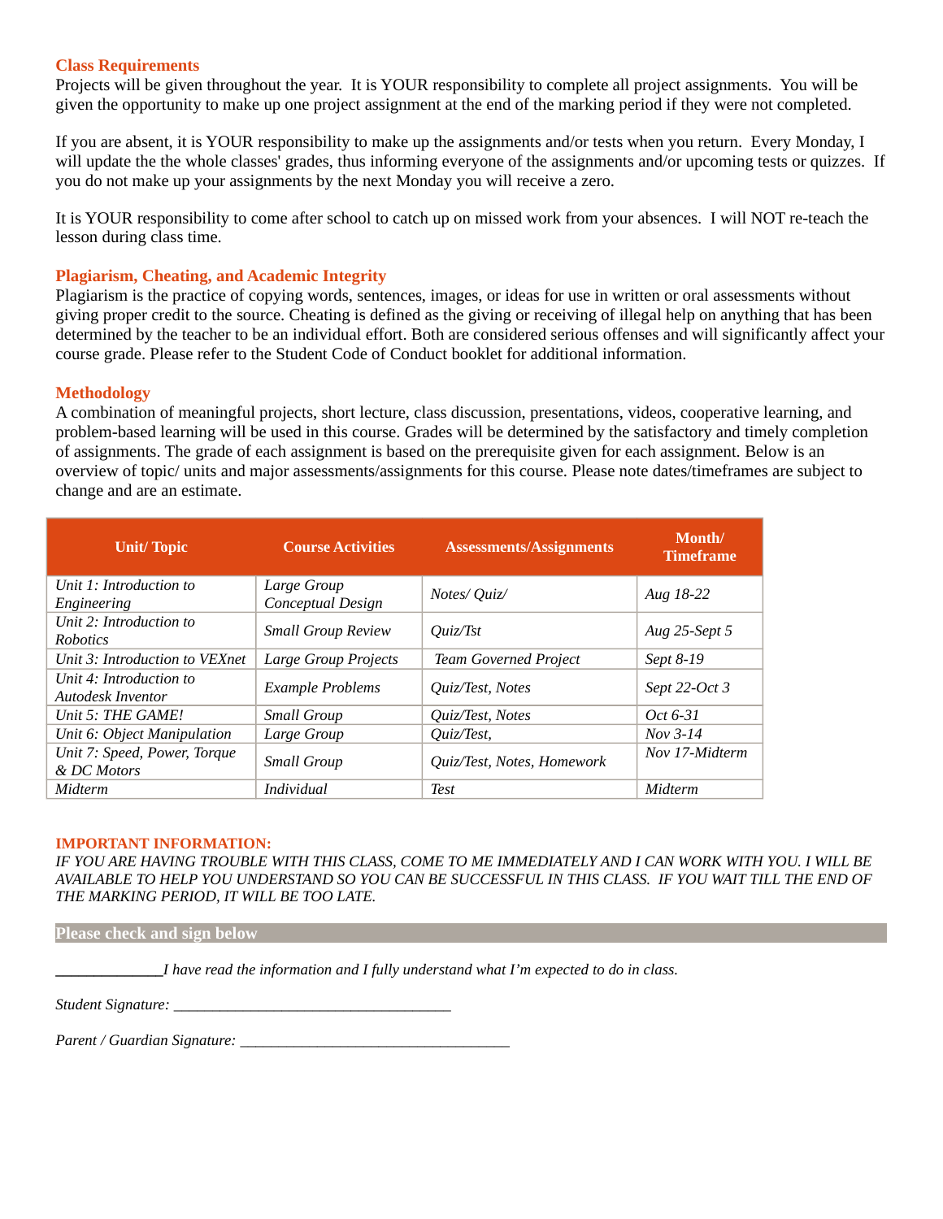### Class Requirements

Projects will be given throughout the year. It is YOUR responsibility to complete all project assignments. You will be given the opportunity to make up one project assignment at the end of the marking period if they were not completed.

If you are absent, it is YOUR responsibility to make up the assignments and/or tests when you return. Every Monday, I will update the the whole classes' grades, thus informing everyone of the assignments and/or upcoming tests or quizzes. If you do not make up your assignments by the next Monday you will receive a zero.

It is YOUR responsibility to come after school to catch up on missed work from your absences. I will NOT re-teach the lesson during class time.

### Plagiarism, Cheating, and Academic Integrity

Plagiarism is the practice of copying words, sentences, images, or ideas for use in written or oral assessments without giving proper credit to the source. Cheating is defined as the giving or receiving of illegal help on anything that has been determined by the teacher to be an individual effort. Both are considered serious offenses and will significantly affect your course grade. Please refer to the Student Code of Conduct booklet for additional information.

### Methodology

A combination of meaningful projects, short lecture, class discussion, presentations, videos, cooperative learning, and problem-based learning will be used in this course. Grades will be determined by the satisfactory and timely completion of assignments. The grade of each assignment is based on the prerequisite given for each assignment. Below is an overview of topic/ units and major assessments/assignments for this course. Please note dates/timeframes are subject to change and are an estimate.

| Unit/ Topic | Course Activities | Assessments/Assignments | Month/ Timeframe |
|---|---|---|---|
| *Unit 1: Introduction to Engineering* | *Large Group Conceptual Design* | *Notes/ Quiz/* | *Aug 18-22* |
| *Unit 2: Introduction to Robotics* | *Small Group Review* | *Quiz/Tst* | *Aug 25-Sept 5* |
| *Unit 3: Introduction to VEXnet* | *Large Group Projects* | *Team Governed Project* | *Sept 8-19* |
| *Unit 4: Introduction to Autodesk Inventor* | *Example Problems* | *Quiz/Test, Notes* | *Sept 22-Oct 3* |
| *Unit 5: THE GAME!* | *Small Group* | *Quiz/Test, Notes* | *Oct 6-31* |
| *Unit 6: Object Manipulation* | *Large Group* | *Quiz/Test,* | *Nov 3-14* |
| *Unit 7: Speed, Power, Torque & DC Motors* | *Small Group* | *Quiz/Test, Notes, Homework* | *Nov 17-Midterm* |
| *Midterm* | *Individual* | *Test* | *Midterm* |

**IMPORTANT INFORMATION:**

*IF YOU ARE HAVING TROUBLE WITH THIS CLASS, COME TO ME IMMEDIATELY AND I CAN WORK WITH YOU. I WILL BE AVAILABLE TO HELP YOU UNDERSTAND SO YOU CAN BE SUCCESSFUL IN THIS CLASS. IF YOU WAIT TILL THE END OF THE MARKING PERIOD, IT WILL BE TOO LATE.*

**Please check and sign below**

______________*I have read the information and I fully understand what I'm expected to do in class.*

*Student Signature:* ___________________________________

*Parent / Guardian Signature:* __________________________________